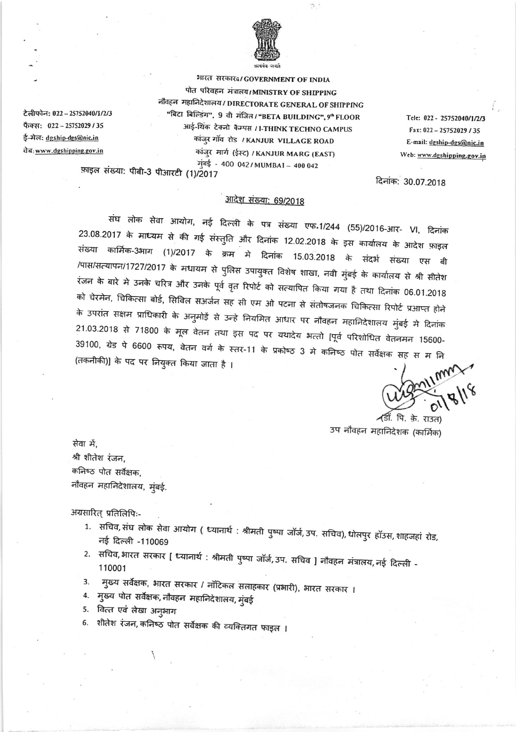भारत सरकार/GOVERNMENT OF INDIA
पोत परिवहन मंत्रालय/MINISTRY OF SHIPPING
नौवहन महानिदेशालय/DIRECTORATE GENERAL OF SHIPPING
"बिटा बिल्डिंग", 9 वी मंजिल/"BETA BUILDING", 9th FLOOR
आई-थिंक टेक्नो कैम्पस / I-THINK TECHNO CAMPUS
कांजुर गॉव रोड / KANJUR VILLAGE ROAD
कांजुर मार्ग (ईस्ट) / KANJUR MARG (EAST)
मुंबई - 400 042/MUMBAI – 400 042

टेलीफोन: 022 – 25752040/1/2/3
फैक्स: 022 – 25752029 / 35
ई-मेल: dgship-dgs@nic.in
वेब: www.dgshipping.gov.in

Tele: 022 - 25752040/1/2/3
Fax: 022 – 25752029 / 35
E-mail: dgship-dgs@nic.in
Web: www.dgshipping.gov.in

फ़ाइल संख्या: पीबी-3 पीआरटी (1)/2017

दिनांक: 30.07.2018

## आदेश संख्या: 69/2018

संघ लोक सेवा आयोग, नई दिल्ली के पत्र संख्या एफ.1/244 (55)/2016-आर- VI, दिनांक 23.08.2017 के माध्यम से की गई संस्तुति और दिनांक 12.02.2018 के इस कार्यालय के आदेश फ़ाइल संख्या कार्मिक-3भाग (1)/2017 के क्रम मे दिनांक 15.03.2018 के संदर्भ संख्या एस बी /पास/सत्यापन/1727/2017 के मधायम से पुलिस उपायुक्त विशेष शाखा, नवी मुंबई के कार्यालय से श्री सीतेश रंजन के बारे मे उनके चरित्र और उनके पूर्व वृत रिपोर्ट को सत्यापित किया गया है तथा दिनांक 06.01.2018 को चेरमेन, चिकित्सा बोर्ड, सिविल सअर्जन सह सी एम ओ पटना से संतोषजनक चिकित्सा रिपोर्ट प्राप्त होने के उपरांत सक्षम प्राधिकारी के अनुमोईं से उन्हे नियमित आधार पर नौवहन महानिदेशालय मुंबई मे दिनांक 21.03.2018 से 71800 के मूल वेतन तथा इस पद पर यथादेय भत्तो [पूर्व परिशोधित वेतनमन 15600-39100, ग्रेड पे 6600 रूपय, वेतन वर्ग के स्तर-11 के प्रकोष्ठ 3 मे कनिष्ठ पोत सर्वेक्षक सह स म नि (तकनीकी)] के पद पर नियुक्त किया जाता है ।

01/8/18

(डॉ. पि. क़े. राउत)
उप नौवहन महानिदेशक (कार्मिक)

सेवा में,
श्री शीतेश रंजन,
कनिष्ठ पोत सर्वेक्षक,
नौवहन महानिदेशालय, मुंबई.

अग्रसारित् प्रतिलिपि:-

1. सचिव, संघ लोक सेवा आयोग ( ध्यानार्थ : श्रीमती पुष्पा जॉर्ज, उप. सचिव), धोलपुर हॉउस, शाहजहां रोड, नई दिल्ली -110069
2. सचिव, भारत सरकार [ ध्यानार्थ : श्रीमती पुष्पा जॉर्ज, उप. सचिव ] नौवहन मंत्रालय, नई दिल्ली - 110001
3. मुख्य सर्वेक्षक, भारत सरकार / नॉटिकल सलाहकार (प्रभारी), भारत सरकार ।
4. मुख्य पोत सर्वेक्षक, नौवहन महानिदेशालय, मुंबई
5. वित्त एवं लेखा अनुभाग
6. शीतेश रंजन, कनिष्ठ पोत सर्वेक्षक की व्यक्तिगत फाइल ।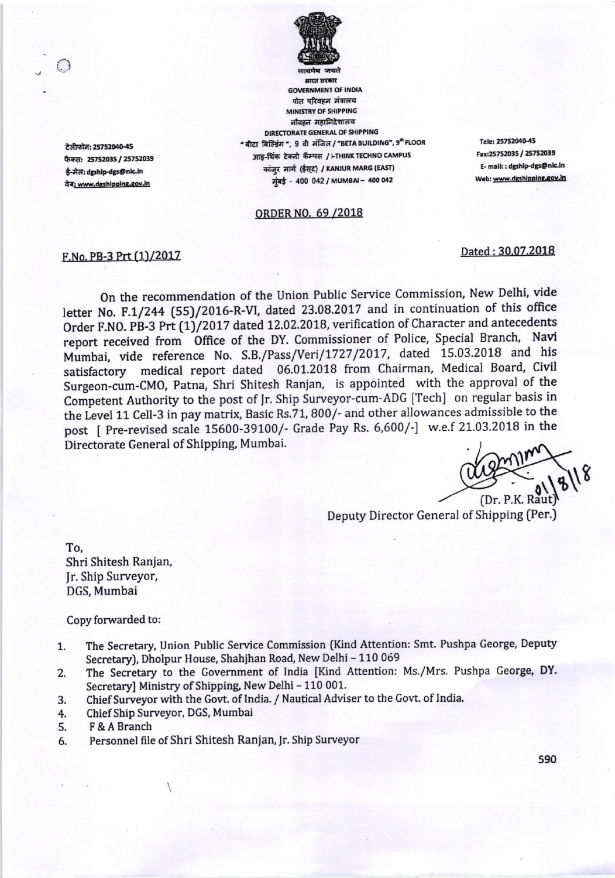सत्यमेव जयते

भारत सरकार

GOVERNMENT OF INDIA

पोत परिवहन मंत्रालय

MINISTRY OF SHIPPING

नौवहन महानिदेशालय

DIRECTORATE GENERAL OF SHIPPING

"बीटा बिल्डिंग", 9 वी मंजिल / "BETA BUILDING", 9th FLOOR

आइ-थिंक टेक्नो कॅम्पस / I-THINK TECHNO CAMPUS

कांजुर मार्ग (ईस्ट) / KANJUR MARG (EAST)

मुंबई - 400 042 / MUMBAI – 400 042

टेलीफोन: 25752040-45
फैक्स: 25752035 / 25752039
ई-मेल: dgship-dgs@nic.in
वेब: www.dgshipping.gov.in

Tele: 25752040-45
Fax:25752035 / 25752039
E- mail: : dgship-dgs@nic.in
Web: www.dgshipping.gov.in

## ORDER NO. 69 /2018

F.No. PB-3 Prt (1)/2017

Dated : 30.07.2018

On the recommendation of the Union Public Service Commission, New Delhi, vide letter No. F.1/244 (55)/2016-R-VI, dated 23.08.2017 and in continuation of this office Order F.NO. PB-3 Prt (1)/2017 dated 12.02.2018, verification of Character and antecedents report received from Office of the DY. Commissioner of Police, Special Branch, Navi Mumbai, vide reference No. S.B./Pass/Veri/1727/2017, dated 15.03.2018 and his satisfactory medical report dated 06.01.2018 from Chairman, Medical Board, Civil Surgeon-cum-CMO, Patna, Shri Shitesh Ranjan, is appointed with the approval of the Competent Authority to the post of Jr. Ship Surveyor-cum-ADG [Tech] on regular basis in the Level 11 Cell-3 in pay matrix, Basic Rs.71, 800/- and other allowances admissible to the post [ Pre-revised scale 15600-39100/- Grade Pay Rs. 6,600/-] w.e.f 21.03.2018 in the Directorate General of Shipping, Mumbai.

01/8/18

(Dr. P.K. Raut)
Deputy Director General of Shipping (Per.)

To,
Shri Shitesh Ranjan,
Jr. Ship Surveyor,
DGS, Mumbai

Copy forwarded to:

1. The Secretary, Union Public Service Commission (Kind Attention: Smt. Pushpa George, Deputy Secretary), Dholpur House, Shahjhan Road, New Delhi – 110 069
2. The Secretary to the Government of India [Kind Attention: Ms./Mrs. Pushpa George, DY. Secretary] Ministry of Shipping, New Delhi – 110 001.
3. Chief Surveyor with the Govt. of India. / Nautical Adviser to the Govt. of India.
4. Chief Ship Surveyor, DGS, Mumbai
5. F & A Branch
6. Personnel file of Shri Shitesh Ranjan, Jr. Ship Surveyor